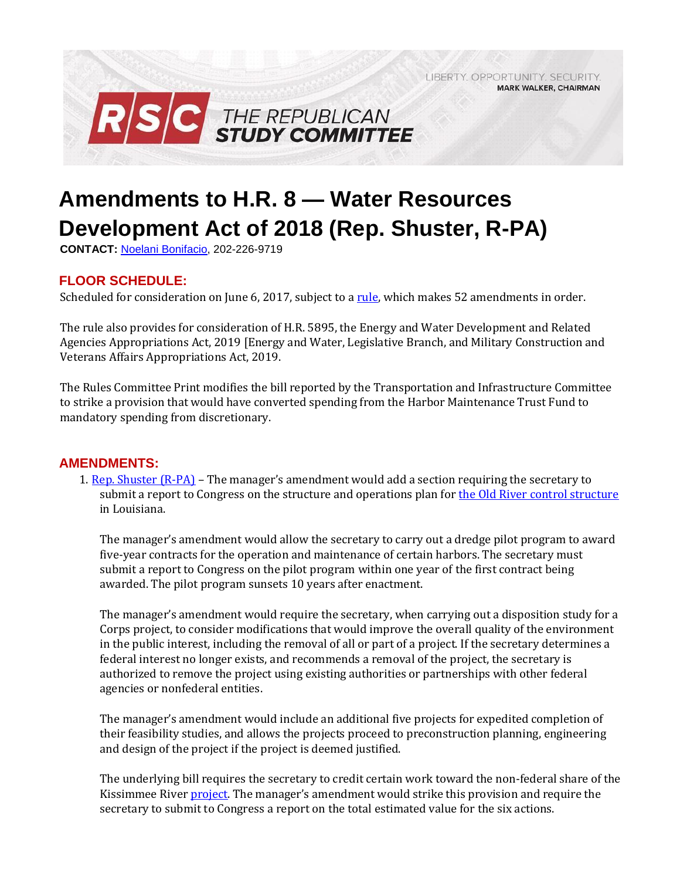LIBERTY. OPPORTUNITY. SECURITY.
MARK WALKER, CHAIRMAN

RSC THE REPUBLICAN STUDY COMMITTEE

# Amendments to H.R. 8 — Water Resources Development Act of 2018 (Rep. Shuster, R-PA)

**CONTACT:** Noelani Bonifacio, 202-226-9719

## FLOOR SCHEDULE:

Scheduled for consideration on June 6, 2017, subject to a rule, which makes 52 amendments in order.

The rule also provides for consideration of H.R. 5895, the Energy and Water Development and Related Agencies Appropriations Act, 2019 [Energy and Water, Legislative Branch, and Military Construction and Veterans Affairs Appropriations Act, 2019.

The Rules Committee Print modifies the bill reported by the Transportation and Infrastructure Committee to strike a provision that would have converted spending from the Harbor Maintenance Trust Fund to mandatory spending from discretionary.

## AMENDMENTS:

1. Rep. Shuster (R-PA) – The manager's amendment would add a section requiring the secretary to submit a report to Congress on the structure and operations plan for the Old River control structure in Louisiana.

   The manager's amendment would allow the secretary to carry out a dredge pilot program to award five-year contracts for the operation and maintenance of certain harbors. The secretary must submit a report to Congress on the pilot program within one year of the first contract being awarded. The pilot program sunsets 10 years after enactment.

   The manager's amendment would require the secretary, when carrying out a disposition study for a Corps project, to consider modifications that would improve the overall quality of the environment in the public interest, including the removal of all or part of a project. If the secretary determines a federal interest no longer exists, and recommends a removal of the project, the secretary is authorized to remove the project using existing authorities or partnerships with other federal agencies or nonfederal entities.

   The manager's amendment would include an additional five projects for expedited completion of their feasibility studies, and allows the projects proceed to preconstruction planning, engineering and design of the project if the project is deemed justified.

   The underlying bill requires the secretary to credit certain work toward the non-federal share of the Kissimmee River project. The manager's amendment would strike this provision and require the secretary to submit to Congress a report on the total estimated value for the six actions.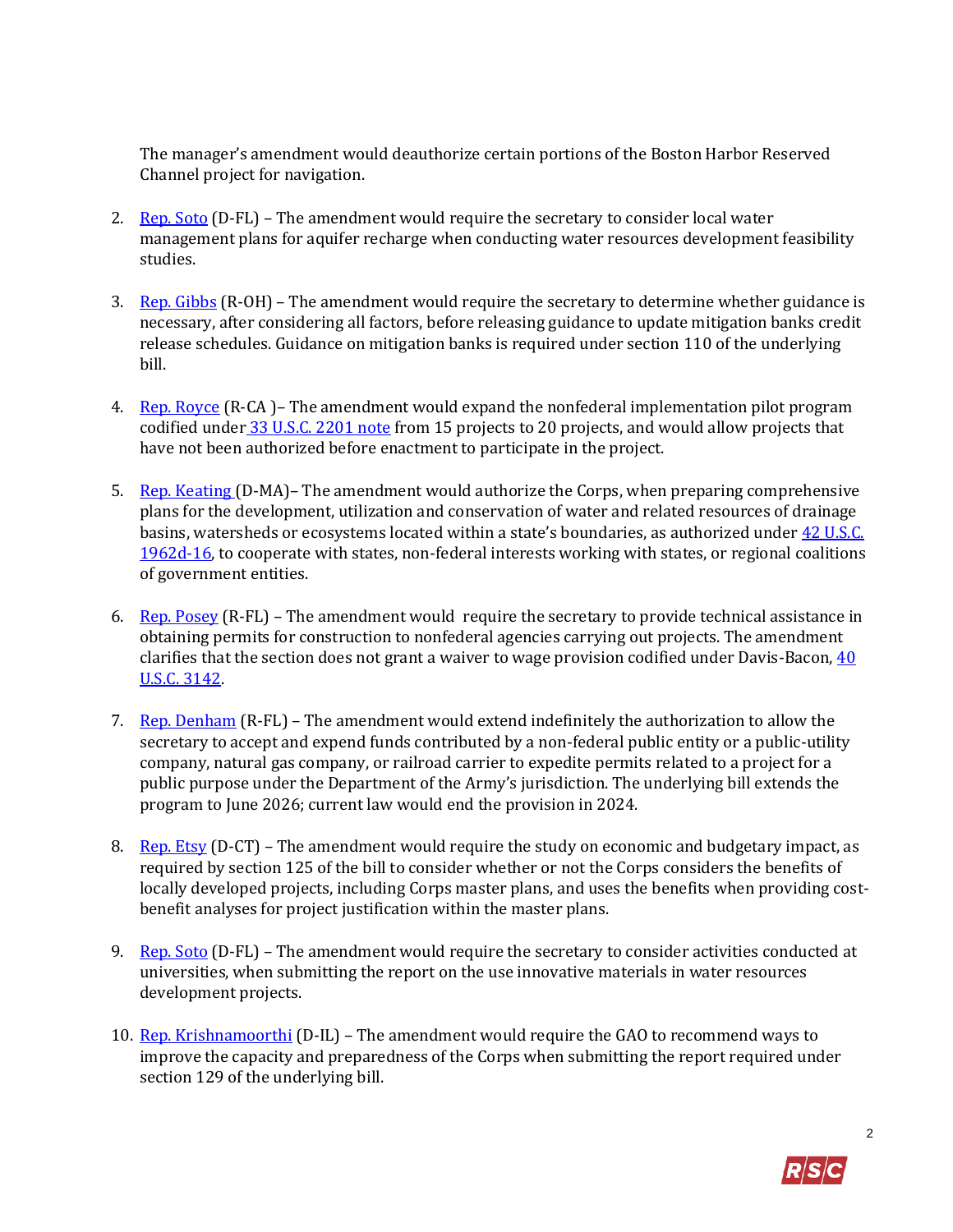The manager's amendment would deauthorize certain portions of the Boston Harbor Reserved Channel project for navigation.

2. Rep. Soto (D-FL) – The amendment would require the secretary to consider local water management plans for aquifer recharge when conducting water resources development feasibility studies.

3. Rep. Gibbs (R-OH) – The amendment would require the secretary to determine whether guidance is necessary, after considering all factors, before releasing guidance to update mitigation banks credit release schedules. Guidance on mitigation banks is required under section 110 of the underlying bill.

4. Rep. Royce (R-CA )– The amendment would expand the nonfederal implementation pilot program codified under 33 U.S.C. 2201 note from 15 projects to 20 projects, and would allow projects that have not been authorized before enactment to participate in the project.

5. Rep. Keating (D-MA)– The amendment would authorize the Corps, when preparing comprehensive plans for the development, utilization and conservation of water and related resources of drainage basins, watersheds or ecosystems located within a state's boundaries, as authorized under 42 U.S.C. 1962d-16, to cooperate with states, non-federal interests working with states, or regional coalitions of government entities.

6. Rep. Posey (R-FL) – The amendment would require the secretary to provide technical assistance in obtaining permits for construction to nonfederal agencies carrying out projects. The amendment clarifies that the section does not grant a waiver to wage provision codified under Davis-Bacon, 40 U.S.C. 3142.

7. Rep. Denham (R-FL) – The amendment would extend indefinitely the authorization to allow the secretary to accept and expend funds contributed by a non-federal public entity or a public-utility company, natural gas company, or railroad carrier to expedite permits related to a project for a public purpose under the Department of the Army's jurisdiction. The underlying bill extends the program to June 2026; current law would end the provision in 2024.

8. Rep. Etsy (D-CT) – The amendment would require the study on economic and budgetary impact, as required by section 125 of the bill to consider whether or not the Corps considers the benefits of locally developed projects, including Corps master plans, and uses the benefits when providing cost-benefit analyses for project justification within the master plans.

9. Rep. Soto (D-FL) – The amendment would require the secretary to consider activities conducted at universities, when submitting the report on the use innovative materials in water resources development projects.

10. Rep. Krishnamoorthi (D-IL) – The amendment would require the GAO to recommend ways to improve the capacity and preparedness of the Corps when submitting the report required under section 129 of the underlying bill.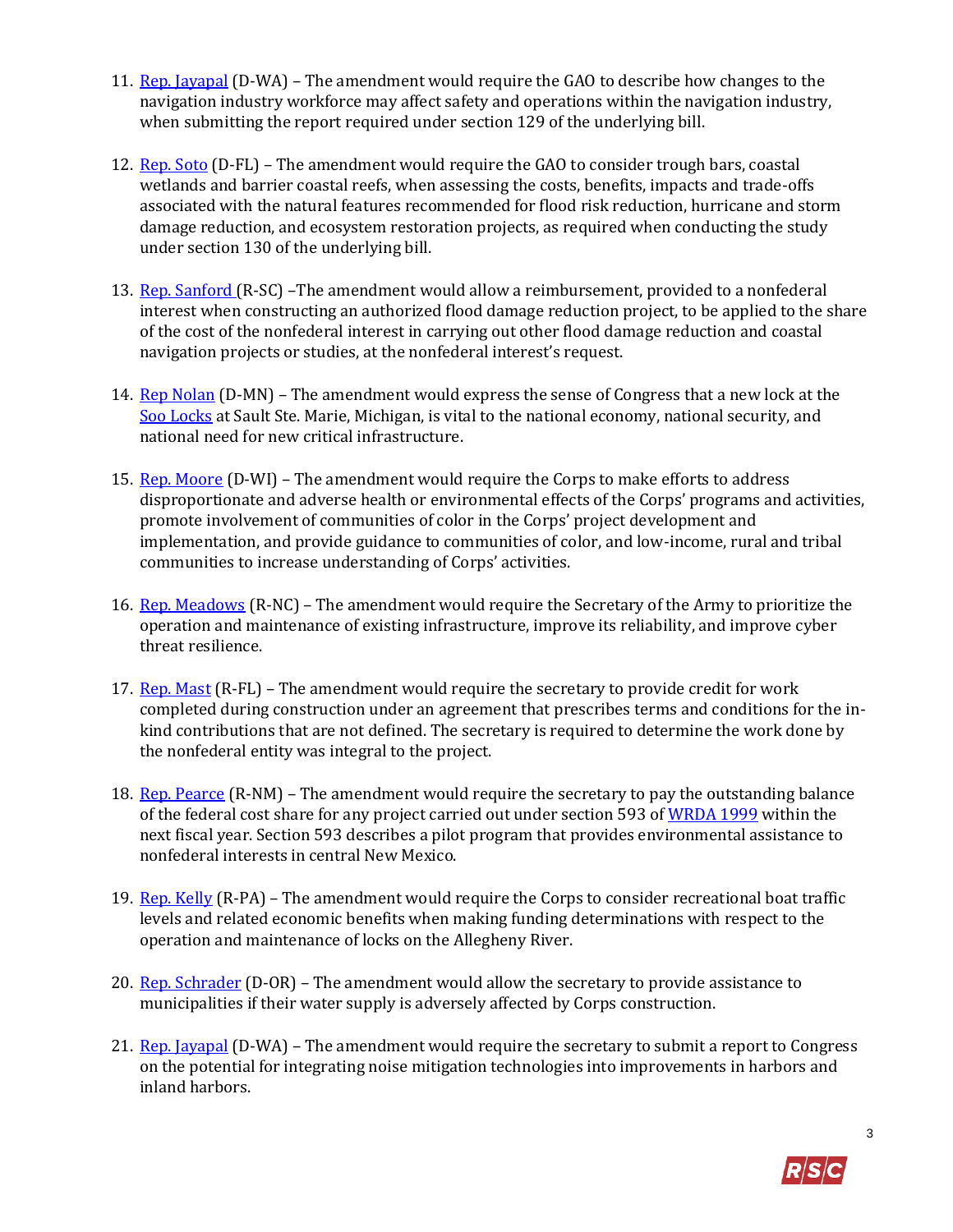11. Rep. Jayapal (D-WA) – The amendment would require the GAO to describe how changes to the navigation industry workforce may affect safety and operations within the navigation industry, when submitting the report required under section 129 of the underlying bill.

12. Rep. Soto (D-FL) – The amendment would require the GAO to consider trough bars, coastal wetlands and barrier coastal reefs, when assessing the costs, benefits, impacts and trade-offs associated with the natural features recommended for flood risk reduction, hurricane and storm damage reduction, and ecosystem restoration projects, as required when conducting the study under section 130 of the underlying bill.

13. Rep. Sanford (R-SC) –The amendment would allow a reimbursement, provided to a nonfederal interest when constructing an authorized flood damage reduction project, to be applied to the share of the cost of the nonfederal interest in carrying out other flood damage reduction and coastal navigation projects or studies, at the nonfederal interest's request.

14. Rep Nolan (D-MN) – The amendment would express the sense of Congress that a new lock at the Soo Locks at Sault Ste. Marie, Michigan, is vital to the national economy, national security, and national need for new critical infrastructure.

15. Rep. Moore (D-WI) – The amendment would require the Corps to make efforts to address disproportionate and adverse health or environmental effects of the Corps' programs and activities, promote involvement of communities of color in the Corps' project development and implementation, and provide guidance to communities of color, and low-income, rural and tribal communities to increase understanding of Corps' activities.

16. Rep. Meadows (R-NC) – The amendment would require the Secretary of the Army to prioritize the operation and maintenance of existing infrastructure, improve its reliability, and improve cyber threat resilience.

17. Rep. Mast (R-FL) – The amendment would require the secretary to provide credit for work completed during construction under an agreement that prescribes terms and conditions for the in-kind contributions that are not defined. The secretary is required to determine the work done by the nonfederal entity was integral to the project.

18. Rep. Pearce (R-NM) – The amendment would require the secretary to pay the outstanding balance of the federal cost share for any project carried out under section 593 of WRDA 1999 within the next fiscal year. Section 593 describes a pilot program that provides environmental assistance to nonfederal interests in central New Mexico.

19. Rep. Kelly (R-PA) – The amendment would require the Corps to consider recreational boat traffic levels and related economic benefits when making funding determinations with respect to the operation and maintenance of locks on the Allegheny River.

20. Rep. Schrader (D-OR) – The amendment would allow the secretary to provide assistance to municipalities if their water supply is adversely affected by Corps construction.

21. Rep. Jayapal (D-WA) – The amendment would require the secretary to submit a report to Congress on the potential for integrating noise mitigation technologies into improvements in harbors and inland harbors.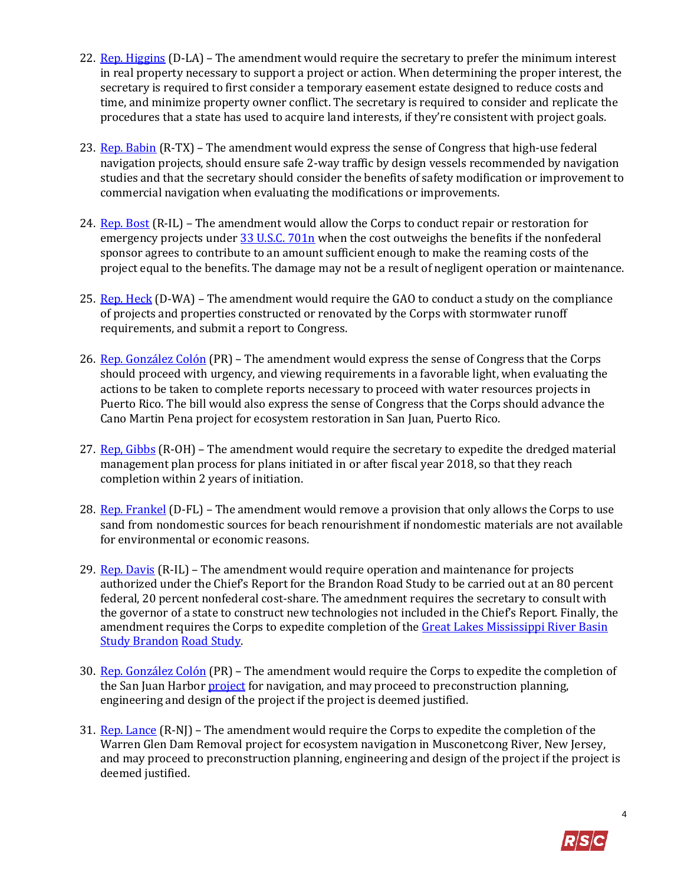22. Rep. Higgins (D-LA) – The amendment would require the secretary to prefer the minimum interest in real property necessary to support a project or action. When determining the proper interest, the secretary is required to first consider a temporary easement estate designed to reduce costs and time, and minimize property owner conflict. The secretary is required to consider and replicate the procedures that a state has used to acquire land interests, if they're consistent with project goals.

23. Rep. Babin (R-TX) – The amendment would express the sense of Congress that high-use federal navigation projects, should ensure safe 2-way traffic by design vessels recommended by navigation studies and that the secretary should consider the benefits of safety modification or improvement to commercial navigation when evaluating the modifications or improvements.

24. Rep. Bost (R-IL) – The amendment would allow the Corps to conduct repair or restoration for emergency projects under 33 U.S.C. 701n when the cost outweighs the benefits if the nonfederal sponsor agrees to contribute to an amount sufficient enough to make the reaming costs of the project equal to the benefits. The damage may not be a result of negligent operation or maintenance.

25. Rep. Heck (D-WA) – The amendment would require the GAO to conduct a study on the compliance of projects and properties constructed or renovated by the Corps with stormwater runoff requirements, and submit a report to Congress.

26. Rep. González Colón (PR) – The amendment would express the sense of Congress that the Corps should proceed with urgency, and viewing requirements in a favorable light, when evaluating the actions to be taken to complete reports necessary to proceed with water resources projects in Puerto Rico. The bill would also express the sense of Congress that the Corps should advance the Cano Martin Pena project for ecosystem restoration in San Juan, Puerto Rico.

27. Rep, Gibbs (R-OH) – The amendment would require the secretary to expedite the dredged material management plan process for plans initiated in or after fiscal year 2018, so that they reach completion within 2 years of initiation.

28. Rep. Frankel (D-FL) – The amendment would remove a provision that only allows the Corps to use sand from nondomestic sources for beach renourishment if nondomestic materials are not available for environmental or economic reasons.

29. Rep. Davis (R-IL) – The amendment would require operation and maintenance for projects authorized under the Chief's Report for the Brandon Road Study to be carried out at an 80 percent federal, 20 percent nonfederal cost-share. The amednment requires the secretary to consult with the governor of a state to construct new technologies not included in the Chief's Report. Finally, the amendment requires the Corps to expedite completion of the Great Lakes Mississippi River Basin Study Brandon Road Study.

30. Rep. González Colón (PR) – The amendment would require the Corps to expedite the completion of the San Juan Harbor project for navigation, and may proceed to preconstruction planning, engineering and design of the project if the project is deemed justified.

31. Rep. Lance (R-NJ) – The amendment would require the Corps to expedite the completion of the Warren Glen Dam Removal project for ecosystem navigation in Musconetcong River, New Jersey, and may proceed to preconstruction planning, engineering and design of the project if the project is deemed justified.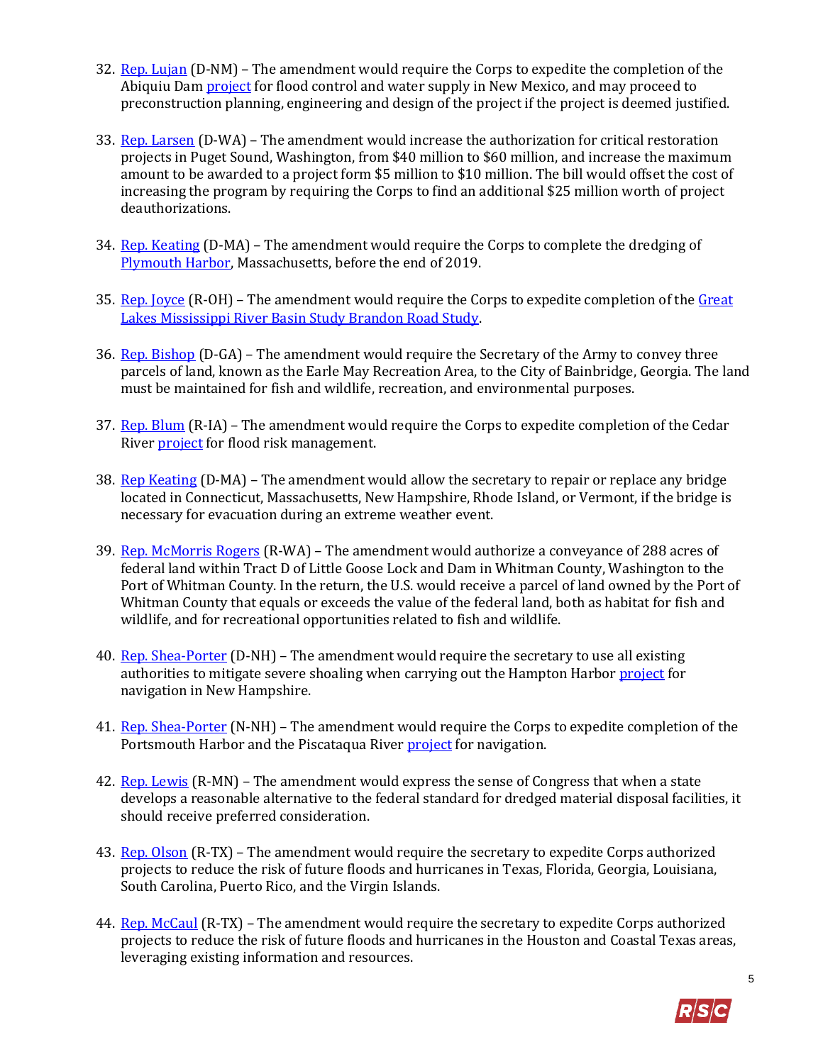32. Rep. Lujan (D-NM) – The amendment would require the Corps to expedite the completion of the Abiquiu Dam project for flood control and water supply in New Mexico, and may proceed to preconstruction planning, engineering and design of the project if the project is deemed justified.

33. Rep. Larsen (D-WA) – The amendment would increase the authorization for critical restoration projects in Puget Sound, Washington, from $40 million to $60 million, and increase the maximum amount to be awarded to a project form $5 million to $10 million. The bill would offset the cost of increasing the program by requiring the Corps to find an additional $25 million worth of project deauthorizations.

34. Rep. Keating (D-MA) – The amendment would require the Corps to complete the dredging of Plymouth Harbor, Massachusetts, before the end of 2019.

35. Rep. Joyce (R-OH) – The amendment would require the Corps to expedite completion of the Great Lakes Mississippi River Basin Study Brandon Road Study.

36. Rep. Bishop (D-GA) – The amendment would require the Secretary of the Army to convey three parcels of land, known as the Earle May Recreation Area, to the City of Bainbridge, Georgia. The land must be maintained for fish and wildlife, recreation, and environmental purposes.

37. Rep. Blum (R-IA) – The amendment would require the Corps to expedite completion of the Cedar River project for flood risk management.

38. Rep Keating (D-MA) – The amendment would allow the secretary to repair or replace any bridge located in Connecticut, Massachusetts, New Hampshire, Rhode Island, or Vermont, if the bridge is necessary for evacuation during an extreme weather event.

39. Rep. McMorris Rogers (R-WA) – The amendment would authorize a conveyance of 288 acres of federal land within Tract D of Little Goose Lock and Dam in Whitman County, Washington to the Port of Whitman County. In the return, the U.S. would receive a parcel of land owned by the Port of Whitman County that equals or exceeds the value of the federal land, both as habitat for fish and wildlife, and for recreational opportunities related to fish and wildlife.

40. Rep. Shea-Porter (D-NH) – The amendment would require the secretary to use all existing authorities to mitigate severe shoaling when carrying out the Hampton Harbor project for navigation in New Hampshire.

41. Rep. Shea-Porter (N-NH) – The amendment would require the Corps to expedite completion of the Portsmouth Harbor and the Piscataqua River project for navigation.

42. Rep. Lewis (R-MN) – The amendment would express the sense of Congress that when a state develops a reasonable alternative to the federal standard for dredged material disposal facilities, it should receive preferred consideration.

43. Rep. Olson (R-TX) – The amendment would require the secretary to expedite Corps authorized projects to reduce the risk of future floods and hurricanes in Texas, Florida, Georgia, Louisiana, South Carolina, Puerto Rico, and the Virgin Islands.

44. Rep. McCaul (R-TX) – The amendment would require the secretary to expedite Corps authorized projects to reduce the risk of future floods and hurricanes in the Houston and Coastal Texas areas, leveraging existing information and resources.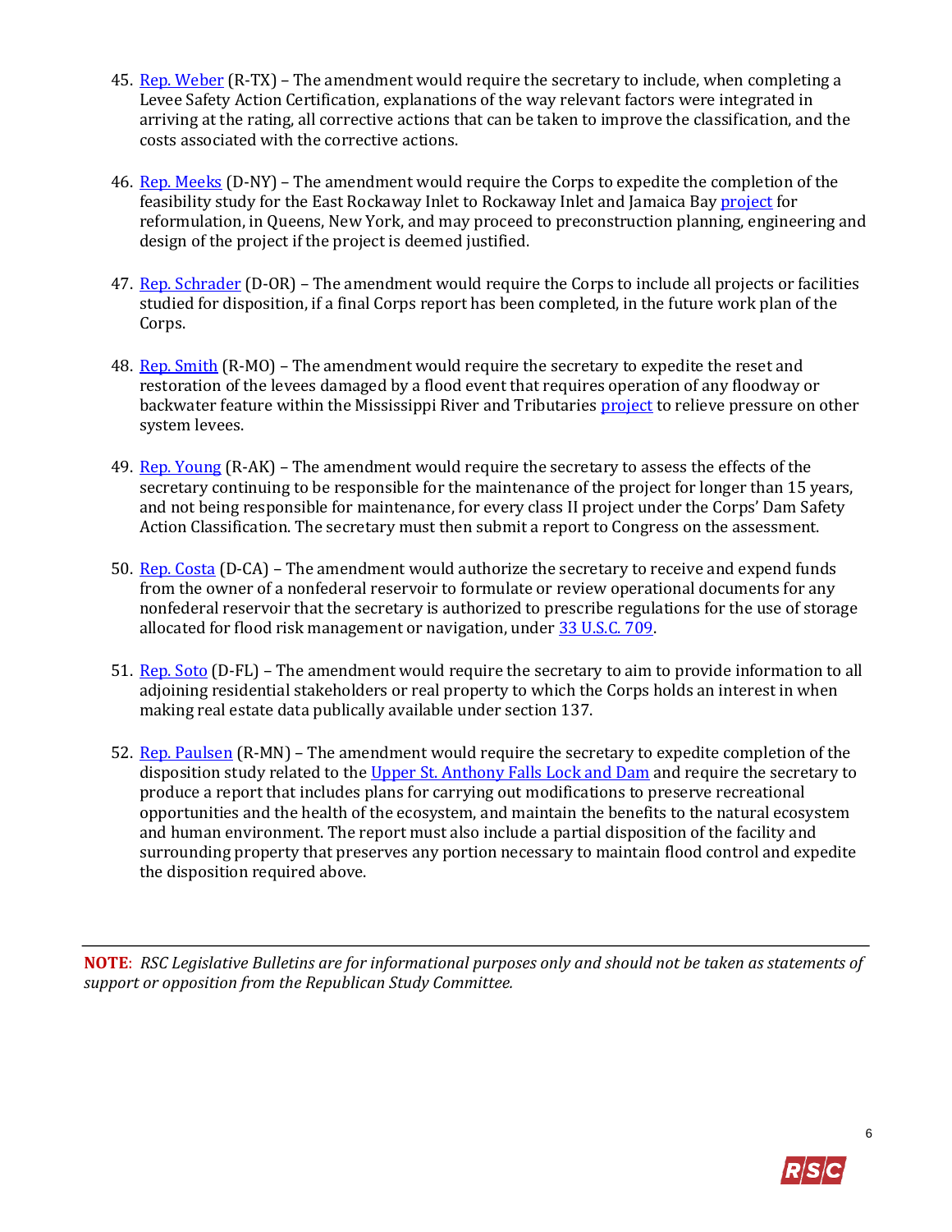45. Rep. Weber (R-TX) – The amendment would require the secretary to include, when completing a Levee Safety Action Certification, explanations of the way relevant factors were integrated in arriving at the rating, all corrective actions that can be taken to improve the classification, and the costs associated with the corrective actions.

46. Rep. Meeks (D-NY) – The amendment would require the Corps to expedite the completion of the feasibility study for the East Rockaway Inlet to Rockaway Inlet and Jamaica Bay project for reformulation, in Queens, New York, and may proceed to preconstruction planning, engineering and design of the project if the project is deemed justified.

47. Rep. Schrader (D-OR) – The amendment would require the Corps to include all projects or facilities studied for disposition, if a final Corps report has been completed, in the future work plan of the Corps.

48. Rep. Smith (R-MO) – The amendment would require the secretary to expedite the reset and restoration of the levees damaged by a flood event that requires operation of any floodway or backwater feature within the Mississippi River and Tributaries project to relieve pressure on other system levees.

49. Rep. Young (R-AK) – The amendment would require the secretary to assess the effects of the secretary continuing to be responsible for the maintenance of the project for longer than 15 years, and not being responsible for maintenance, for every class II project under the Corps' Dam Safety Action Classification. The secretary must then submit a report to Congress on the assessment.

50. Rep. Costa (D-CA) – The amendment would authorize the secretary to receive and expend funds from the owner of a nonfederal reservoir to formulate or review operational documents for any nonfederal reservoir that the secretary is authorized to prescribe regulations for the use of storage allocated for flood risk management or navigation, under 33 U.S.C. 709.

51. Rep. Soto (D-FL) – The amendment would require the secretary to aim to provide information to all adjoining residential stakeholders or real property to which the Corps holds an interest in when making real estate data publically available under section 137.

52. Rep. Paulsen (R-MN) – The amendment would require the secretary to expedite completion of the disposition study related to the Upper St. Anthony Falls Lock and Dam and require the secretary to produce a report that includes plans for carrying out modifications to preserve recreational opportunities and the health of the ecosystem, and maintain the benefits to the natural ecosystem and human environment. The report must also include a partial disposition of the facility and surrounding property that preserves any portion necessary to maintain flood control and expedite the disposition required above.

---

**NOTE**: *RSC Legislative Bulletins are for informational purposes only and should not be taken as statements of support or opposition from the Republican Study Committee.*